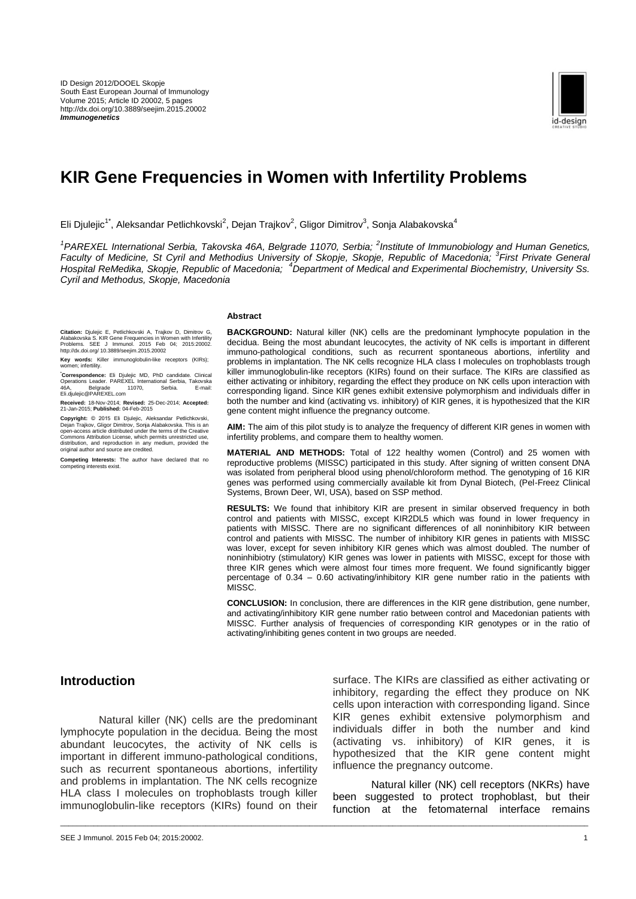ID Design 2012/DOOEL Skopje
South East European Journal of Immunology
Volume 2015; Article ID 20002, 5 pages
http://dx.doi.org/10.3889/seejim.2015.20002
***Immunogenetics***

# KIR Gene Frequencies in Women with Infertility Problems

Eli Djulejic[1*], Aleksandar Petlichkovski[2], Dejan Trajkov[2], Gligor Dimitrov[3], Sonja Alabakovska[4]

*[1]PAREXEL International Serbia, Takovska 46A, Belgrade 11070, Serbia; [2]Institute of Immunobiology and Human Genetics, Faculty of Medicine, St Cyril and Methodius University of Skopje, Skopje, Republic of Macedonia; [3]First Private General Hospital ReMedika, Skopje, Republic of Macedonia; [4]Department of Medical and Experimental Biochemistry, University Ss. Cyril and Methodus, Skopje, Macedonia*

**Citation:** Djulejic E, Petlichkovski A, Trajkov D, Dimitrov G, Alabakovska S. KIR Gene Frequencies in Women with Infertility Problems. SEE J Immunol. 2015 Feb 04; 2015:20002. http://dx.doi.org/ 10.3889/seejim.2015.20002

**Key words:** Killer immunoglobulin-like receptors (KIRs); women; infertility.

**\*Correspondence:** Eli Djulejic MD, PhD candidate. Clinical Operations Leader. PAREXEL International Serbia, Takovska 46A, Belgrade 11070, Serbia. E-mail: Eli.djulejic@PAREXEL.com

**Received:** 18-Nov-2014; **Revised:** 25-Dec-2014; **Accepted:** 21-Jan-2015; **Published:** 04-Feb-2015

**Copyright:** © 2015 Eli Djulejic, Aleksandar Petlichkovski, Dejan Trajkov, Gligor Dimitrov, Sonja Alabakovska. This is an open-access article distributed under the terms of the Creative Commons Attribution License, which permits unrestricted use, distribution, and reproduction in any medium, provided the original author and source are credited.

**Competing Interests:** The author have declared that no competing interests exist.

## Abstract

**BACKGROUND:** Natural killer (NK) cells are the predominant lymphocyte population in the decidua. Being the most abundant leucocytes, the activity of NK cells is important in different immuno-pathological conditions, such as recurrent spontaneous abortions, infertility and problems in implantation. The NK cells recognize HLA class I molecules on trophoblasts trough killer immunoglobulin-like receptors (KIRs) found on their surface. The KIRs are classified as either activating or inhibitory, regarding the effect they produce on NK cells upon interaction with corresponding ligand. Since KIR genes exhibit extensive polymorphism and individuals differ in both the number and kind (activating vs. inhibitory) of KIR genes, it is hypothesized that the KIR gene content might influence the pregnancy outcome.

**AIM:** The aim of this pilot study is to analyze the frequency of different KIR genes in women with infertility problems, and compare them to healthy women.

**MATERIAL AND METHODS:** Total of 122 healthy women (Control) and 25 women with reproductive problems (MISSC) participated in this study. After signing of written consent DNA was isolated from peripheral blood using phenol/chloroform method. The genotyping of 16 KIR genes was performed using commercially available kit from Dynal Biotech, (Pel-Freez Clinical Systems, Brown Deer, WI, USA), based on SSP method.

**RESULTS:** We found that inhibitory KIR are present in similar observed frequency in both control and patients with MISSC, except KIR2DL5 which was found in lower frequency in patients with MISSC. There are no significant differences of all noninhibitory KIR between control and patients with MISSC. The number of inhibitory KIR genes in patients with MISSC was lover, except for seven inhibitory KIR genes which was almost doubled. The number of noninhibiotry (stimulatory) KIR genes was lower in patients with MISSC, except for those with three KIR genes which were almost four times more frequent. We found significantly bigger percentage of 0.34 – 0.60 activating/inhibitory KIR gene number ratio in the patients with MISSC.

**CONCLUSION:** In conclusion, there are differences in the KIR gene distribution, gene number, and activating/inhibitory KIR gene number ratio between control and Macedonian patients with MISSC. Further analysis of frequencies of corresponding KIR genotypes or in the ratio of activating/inhibiting genes content in two groups are needed.

## Introduction

Natural killer (NK) cells are the predominant lymphocyte population in the decidua. Being the most abundant leucocytes, the activity of NK cells is important in different immuno-pathological conditions, such as recurrent spontaneous abortions, infertility and problems in implantation. The NK cells recognize HLA class I molecules on trophoblasts trough killer immunoglobulin-like receptors (KIRs) found on their surface. The KIRs are classified as either activating or inhibitory, regarding the effect they produce on NK cells upon interaction with corresponding ligand. Since KIR genes exhibit extensive polymorphism and individuals differ in both the number and kind (activating vs. inhibitory) of KIR genes, it is hypothesized that the KIR gene content might influence the pregnancy outcome.

Natural killer (NK) cell receptors (NKRs) have been suggested to protect trophoblast, but their function at the fetomaternal interface remains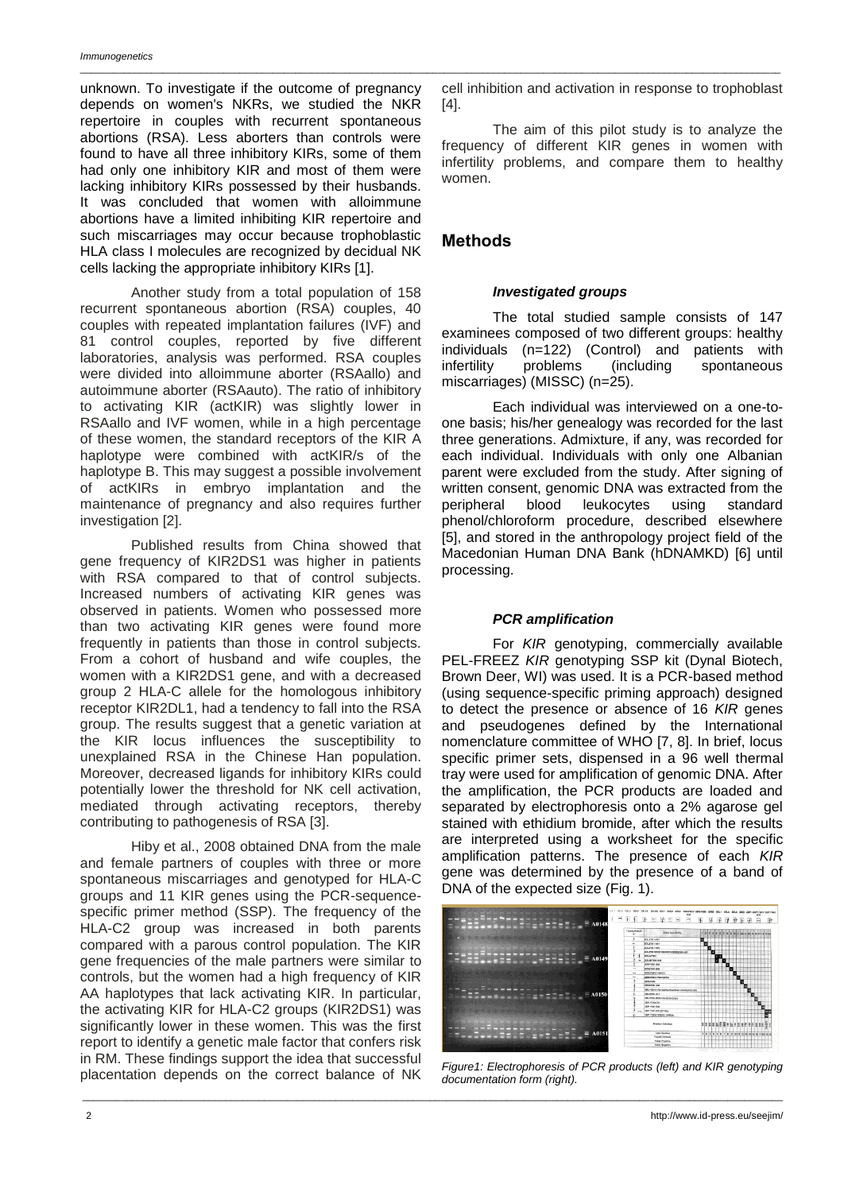unknown. To investigate if the outcome of pregnancy depends on women's NKRs, we studied the NKR repertoire in couples with recurrent spontaneous abortions (RSA). Less aborters than controls were found to have all three inhibitory KIRs, some of them had only one inhibitory KIR and most of them were lacking inhibitory KIRs possessed by their husbands. It was concluded that women with alloimmune abortions have a limited inhibiting KIR repertoire and such miscarriages may occur because trophoblastic HLA class I molecules are recognized by decidual NK cells lacking the appropriate inhibitory KIRs [1].

Another study from a total population of 158 recurrent spontaneous abortion (RSA) couples, 40 couples with repeated implantation failures (IVF) and 81 control couples, reported by five different laboratories, analysis was performed. RSA couples were divided into alloimmune aborter (RSAallo) and autoimmune aborter (RSAauto). The ratio of inhibitory to activating KIR (actKIR) was slightly lower in RSAallo and IVF women, while in a high percentage of these women, the standard receptors of the KIR A haplotype were combined with actKIR/s of the haplotype B. This may suggest a possible involvement of actKIRs in embryo implantation and the maintenance of pregnancy and also requires further investigation [2].

Published results from China showed that gene frequency of KIR2DS1 was higher in patients with RSA compared to that of control subjects. Increased numbers of activating KIR genes was observed in patients. Women who possessed more than two activating KIR genes were found more frequently in patients than those in control subjects. From a cohort of husband and wife couples, the women with a KIR2DS1 gene, and with a decreased group 2 HLA-C allele for the homologous inhibitory receptor KIR2DL1, had a tendency to fall into the RSA group. The results suggest that a genetic variation at the KIR locus influences the susceptibility to unexplained RSA in the Chinese Han population. Moreover, decreased ligands for inhibitory KIRs could potentially lower the threshold for NK cell activation, mediated through activating receptors, thereby contributing to pathogenesis of RSA [3].

Hiby et al., 2008 obtained DNA from the male and female partners of couples with three or more spontaneous miscarriages and genotyped for HLA-C groups and 11 KIR genes using the PCR-sequence-specific primer method (SSP). The frequency of the HLA-C2 group was increased in both parents compared with a parous control population. The KIR gene frequencies of the male partners were similar to controls, but the women had a high frequency of KIR AA haplotypes that lack activating KIR. In particular, the activating KIR for HLA-C2 groups (KIR2DS1) was significantly lower in these women. This was the first report to identify a genetic male factor that confers risk in RM. These findings support the idea that successful placentation depends on the correct balance of NK cell inhibition and activation in response to trophoblast [4].

The aim of this pilot study is to analyze the frequency of different KIR genes in women with infertility problems, and compare them to healthy women.

## Methods

### *Investigated groups*

The total studied sample consists of 147 examinees composed of two different groups: healthy individuals (n=122) (Control) and patients with infertility problems (including spontaneous miscarriages) (MISSC) (n=25).

Each individual was interviewed on a one-to-one basis; his/her genealogy was recorded for the last three generations. Admixture, if any, was recorded for each individual. Individuals with only one Albanian parent were excluded from the study. After signing of written consent, genomic DNA was extracted from the peripheral blood leukocytes using standard phenol/chloroform procedure, described elsewhere [5], and stored in the anthropology project field of the Macedonian Human DNA Bank (hDNAMKD) [6] until processing.

### *PCR amplification*

For *KIR* genotyping, commercially available PEL-FREEZ *KIR* genotyping SSP kit (Dynal Biotech, Brown Deer, WI) was used. It is a PCR-based method (using sequence-specific priming approach) designed to detect the presence or absence of 16 *KIR* genes and pseudogenes defined by the International nomenclature committee of WHO [7, 8]. In brief, locus specific primer sets, dispensed in a 96 well thermal tray were used for amplification of genomic DNA. After the amplification, the PCR products are loaded and separated by electrophoresis onto a 2% agarose gel stained with ethidium bromide, after which the results are interpreted using a worksheet for the specific amplification patterns. The presence of each *KIR* gene was determined by the presence of a band of DNA of the expected size (Fig. 1).

*Figure1: Electrophoresis of PCR products (left) and KIR genotyping documentation form (right).*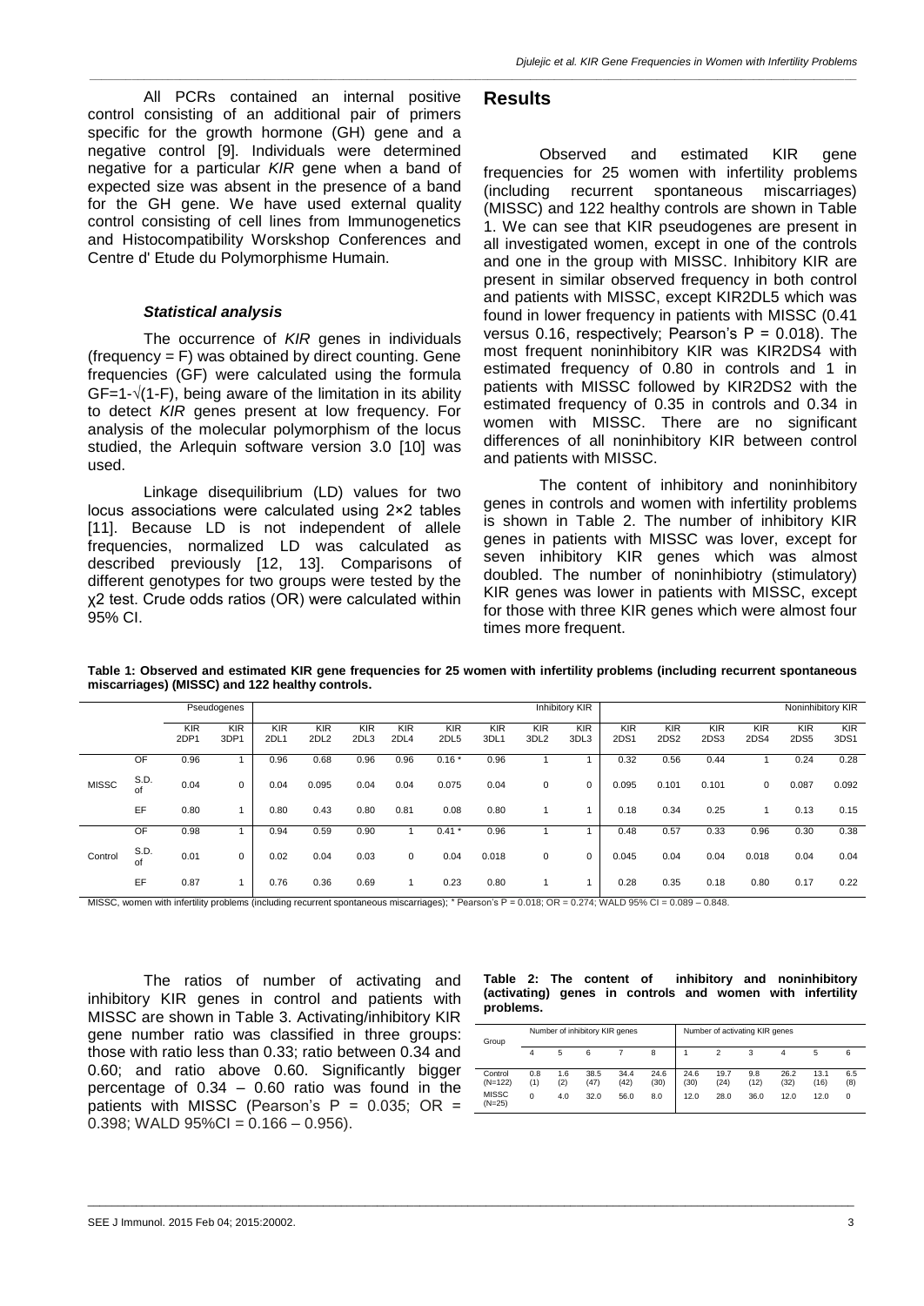All PCRs contained an internal positive control consisting of an additional pair of primers specific for the growth hormone (GH) gene and a negative control [9]. Individuals were determined negative for a particular *KIR* gene when a band of expected size was absent in the presence of a band for the GH gene. We have used external quality control consisting of cell lines from Immunogenetics and Histocompatibility Worskshop Conferences and Centre d' Etude du Polymorphisme Humain.

### *Statistical analysis*

The occurrence of *KIR* genes in individuals (frequency = F) was obtained by direct counting. Gene frequencies (GF) were calculated using the formula $GF=1-\sqrt{(1-F)}$, being aware of the limitation in its ability to detect *KIR* genes present at low frequency. For analysis of the molecular polymorphism of the locus studied, the Arlequin software version 3.0 [10] was used.

Linkage disequilibrium (LD) values for two locus associations were calculated using 2×2 tables [11]. Because LD is not independent of allele frequencies, normalized LD was calculated as described previously [12, 13]. Comparisons of different genotypes for two groups were tested by the $\chi^2$ test. Crude odds ratios (OR) were calculated within 95% CI.

## Results

Observed and estimated KIR gene frequencies for 25 women with infertility problems (including recurrent spontaneous miscarriages) (MISSC) and 122 healthy controls are shown in Table 1. We can see that KIR pseudogenes are present in all investigated women, except in one of the controls and one in the group with MISSC. Inhibitory KIR are present in similar observed frequency in both control and patients with MISSC, except KIR2DL5 which was found in lower frequency in patients with MISSC (0.41 versus 0.16, respectively; Pearson's P = 0.018). The most frequent noninhibitory KIR was KIR2DS4 with estimated frequency of 0.80 in controls and 1 in patients with MISSC followed by KIR2DS2 with the estimated frequency of 0.35 in controls and 0.34 in women with MISSC. There are no significant differences of all noninhibitory KIR between control and patients with MISSC.

The content of inhibitory and noninhibitory genes in controls and women with infertility problems is shown in Table 2. The number of inhibitory KIR genes in patients with MISSC was lover, except for seven inhibitory KIR genes which was almost doubled. The number of noninhibiotry (stimulatory) KIR genes was lower in patients with MISSC, except for those with three KIR genes which were almost four times more frequent.

**Table 1: Observed and estimated KIR gene frequencies for 25 women with infertility problems (including recurrent spontaneous miscarriages) (MISSC) and 122 healthy controls.**

| | | Pseudogenes | | Inhibitory KIR | | | | | | | | Noninhibitory KIR | | | | | |
|---|---|---|---|---|---|---|---|---|---|---|---|---|---|---|---|---|---|
| | | KIR 2DP1 | KIR 3DP1 | KIR 2DL1 | KIR 2DL2 | KIR 2DL3 | KIR 2DL4 | KIR 2DL5 | KIR 3DL1 | KIR 3DL2 | KIR 3DL3 | KIR 2DS1 | KIR 2DS2 | KIR 2DS3 | KIR 2DS4 | KIR 2DS5 | KIR 3DS1 |
| MISSC | OF | 0.96 | 1 | 0.96 | 0.68 | 0.96 | 0.96 | 0.16 * | 0.96 | 1 | 1 | 0.32 | 0.56 | 0.44 | 1 | 0.24 | 0.28 |
| | S.D. of | 0.04 | 0 | 0.04 | 0.095 | 0.04 | 0.04 | 0.075 | 0.04 | 0 | 0 | 0.095 | 0.101 | 0.101 | 0 | 0.087 | 0.092 |
| | EF | 0.80 | 1 | 0.80 | 0.43 | 0.80 | 0.81 | 0.08 | 0.80 | 1 | 1 | 0.18 | 0.34 | 0.25 | 1 | 0.13 | 0.15 |
| Control | OF | 0.98 | 1 | 0.94 | 0.59 | 0.90 | 1 | 0.41 * | 0.96 | 1 | 1 | 0.48 | 0.57 | 0.33 | 0.96 | 0.30 | 0.38 |
| | S.D. of | 0.01 | 0 | 0.02 | 0.04 | 0.03 | 0 | 0.04 | 0.018 | 0 | 0 | 0.045 | 0.04 | 0.04 | 0.018 | 0.04 | 0.04 |
| | EF | 0.87 | 1 | 0.76 | 0.36 | 0.69 | 1 | 0.23 | 0.80 | 1 | 1 | 0.28 | 0.35 | 0.18 | 0.80 | 0.17 | 0.22 |

MISSC, women with infertility problems (including recurrent spontaneous miscarriages); * Pearson's P = 0.018; OR = 0.274; WALD 95% CI = 0.089 – 0.848.

The ratios of number of activating and inhibitory KIR genes in control and patients with MISSC are shown in Table 3. Activating/inhibitory KIR gene number ratio was classified in three groups: those with ratio less than 0.33; ratio between 0.34 and 0.60; and ratio above 0.60. Significantly bigger percentage of 0.34 – 0.60 ratio was found in the patients with MISSC (Pearson's P = 0.035; OR = 0.398; WALD 95%CI = 0.166 – 0.956).

**Table 2: The content of inhibitory and noninhibitory (activating) genes in controls and women with infertility problems.**

| Group | Number of inhibitory KIR genes | | | | | Number of activating KIR genes | | | | | |
|---|---|---|---|---|---|---|---|---|---|---|---|
| | 4 | 5 | 6 | 7 | 8 | 1 | 2 | 3 | 4 | 5 | 6 |
| Control (N=122) | 0.8 (1) | 1.6 (2) | 38.5 (47) | 34.4 (42) | 24.6 (30) | 24.6 (30) | 19.7 (24) | 9.8 (12) | 26.2 (32) | 13.1 (16) | 6.5 (8) |
| MISSC (N=25) | 0 | 4.0 | 32.0 | 56.0 | 8.0 | 12.0 | 28.0 | 36.0 | 12.0 | 12.0 | 0 |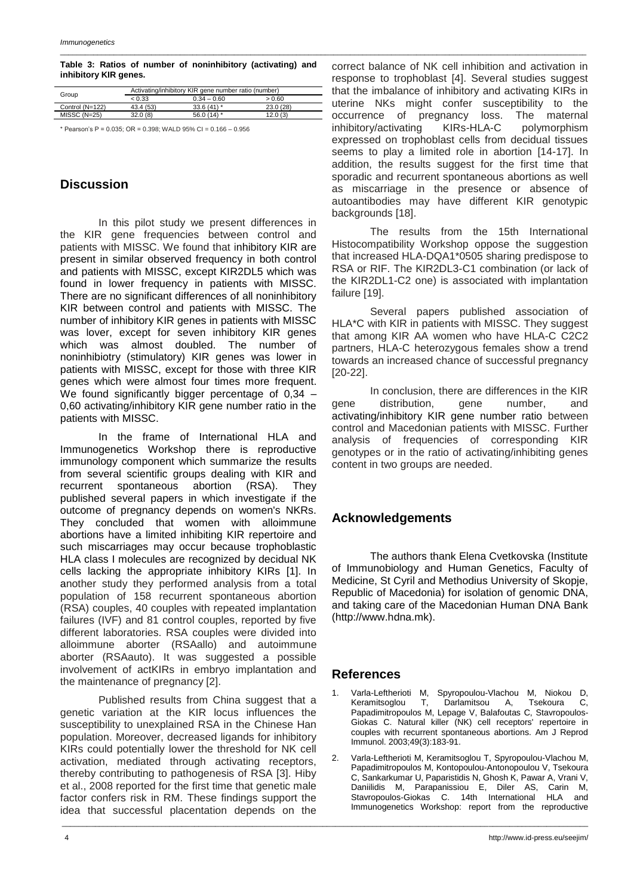**Table 3: Ratios of number of noninhibitory (activating) and inhibitory KIR genes.**

| Group | Activating/inhibitory KIR gene number ratio (number) | | |
|---|---|---|---|
| | < 0.33 | 0.34 – 0.60 | > 0.60 |
| Control (N=122) | 43.4 (53) | 33.6 (41) * | 23.0 (28) |
| MISSC (N=25) | 32.0 (8) | 56.0 (14) * | 12.0 (3) |

* Pearson's P = 0.035; OR = 0.398; WALD 95% CI = 0.166 – 0.956

## Discussion

In this pilot study we present differences in the KIR gene frequencies between control and patients with MISSC. We found that inhibitory KIR are present in similar observed frequency in both control and patients with MISSC, except KIR2DL5 which was found in lower frequency in patients with MISSC. There are no significant differences of all noninhibitory KIR between control and patients with MISSC. The number of inhibitory KIR genes in patients with MISSC was lover, except for seven inhibitory KIR genes which was almost doubled. The number of noninhibiotry (stimulatory) KIR genes was lower in patients with MISSC, except for those with three KIR genes which were almost four times more frequent. We found significantly bigger percentage of 0,34 – 0,60 activating/inhibitory KIR gene number ratio in the patients with MISSC.

In the frame of International HLA and Immunogenetics Workshop there is reproductive immunology component which summarize the results from several scientific groups dealing with KIR and recurrent spontaneous abortion (RSA). They published several papers in which investigate if the outcome of pregnancy depends on women's NKRs. They concluded that women with alloimmune abortions have a limited inhibiting KIR repertoire and such miscarriages may occur because trophoblastic HLA class I molecules are recognized by decidual NK cells lacking the appropriate inhibitory KIRs [1]. In another study they performed analysis from a total population of 158 recurrent spontaneous abortion (RSA) couples, 40 couples with repeated implantation failures (IVF) and 81 control couples, reported by five different laboratories. RSA couples were divided into alloimmune aborter (RSAallo) and autoimmune aborter (RSAauto). It was suggested a possible involvement of actKIRs in embryo implantation and the maintenance of pregnancy [2].

Published results from China suggest that a genetic variation at the KIR locus influences the susceptibility to unexplained RSA in the Chinese Han population. Moreover, decreased ligands for inhibitory KIRs could potentially lower the threshold for NK cell activation, mediated through activating receptors, thereby contributing to pathogenesis of RSA [3]. Hiby et al., 2008 reported for the first time that genetic male factor confers risk in RM. These findings support the idea that successful placentation depends on the correct balance of NK cell inhibition and activation in response to trophoblast [4]. Several studies suggest that the imbalance of inhibitory and activating KIRs in uterine NKs might confer susceptibility to the occurrence of pregnancy loss. The maternal inhibitory/activating KIRs-HLA-C polymorphism expressed on trophoblast cells from decidual tissues seems to play a limited role in abortion [14-17]. In addition, the results suggest for the first time that sporadic and recurrent spontaneous abortions as well as miscarriage in the presence or absence of autoantibodies may have different KIR genotypic backgrounds [18].

The results from the 15th International Histocompatibility Workshop oppose the suggestion that increased HLA-DQA1*0505 sharing predispose to RSA or RIF. The KIR2DL3-C1 combination (or lack of the KIR2DL1-C2 one) is associated with implantation failure [19].

Several papers published association of HLA*C with KIR in patients with MISSC. They suggest that among KIR AA women who have HLA-C C2C2 partners, HLA-C heterozygous females show a trend towards an increased chance of successful pregnancy [20-22].

In conclusion, there are differences in the KIR gene distribution, gene number, and activating/inhibitory KIR gene number ratio between control and Macedonian patients with MISSC. Further analysis of frequencies of corresponding KIR genotypes or in the ratio of activating/inhibiting genes content in two groups are needed.

## Acknowledgements

The authors thank Elena Cvetkovska (Institute of Immunobiology and Human Genetics, Faculty of Medicine, St Cyril and Methodius University of Skopje, Republic of Macedonia) for isolation of genomic DNA, and taking care of the Macedonian Human DNA Bank (http://www.hdna.mk).

## References

1. Varla-Leftherioti M, Spyropoulou-Vlachou M, Niokou D, Keramitsoglou T, Darlamitsou A, Tsekoura C, Papadimitropoulos M, Lepage V, Balafoutas C, Stavropoulos-Giokas C. Natural killer (NK) cell receptors' repertoire in couples with recurrent spontaneous abortions. Am J Reprod Immunol. 2003;49(3):183-91.
2. Varla-Leftherioti M, Keramitsoglou T, Spyropoulou-Vlachou M, Papadimitropoulos M, Kontopoulou-Antonopoulou V, Tsekoura C, Sankarkumar U, Paparistidis N, Ghosh K, Pawar A, Vrani V, Daniilidis M, Parapanissiou E, Diler AS, Carin M, Stavropoulos-Giokas C. 14th International HLA and Immunogenetics Workshop: report from the reproductive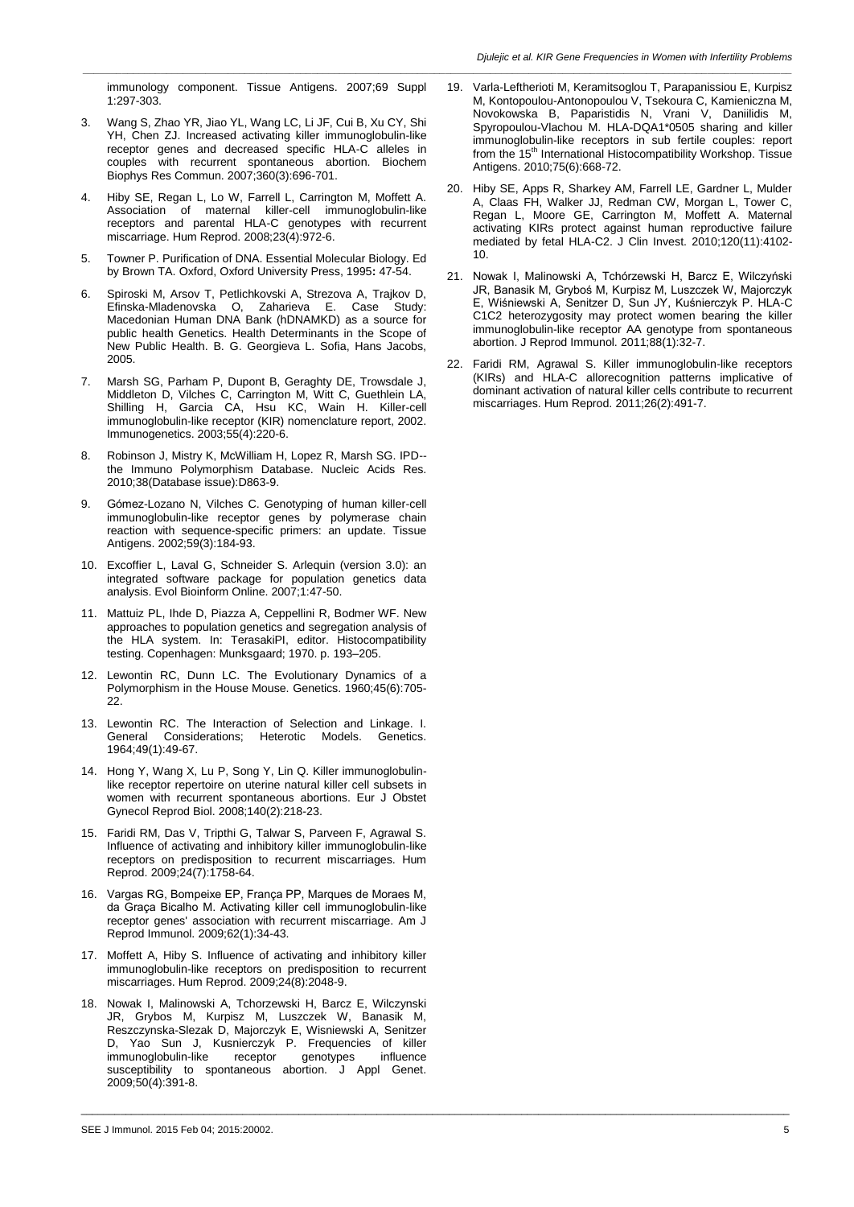immunology component. Tissue Antigens. 2007;69 Suppl 1:297-303.

3. Wang S, Zhao YR, Jiao YL, Wang LC, Li JF, Cui B, Xu CY, Shi YH, Chen ZJ. Increased activating killer immunoglobulin-like receptor genes and decreased specific HLA-C alleles in couples with recurrent spontaneous abortion. Biochem Biophys Res Commun. 2007;360(3):696-701.

4. Hiby SE, Regan L, Lo W, Farrell L, Carrington M, Moffett A. Association of maternal killer-cell immunoglobulin-like receptors and parental HLA-C genotypes with recurrent miscarriage. Hum Reprod. 2008;23(4):972-6.

5. Towner P. Purification of DNA. Essential Molecular Biology. Ed by Brown TA. Oxford, Oxford University Press, 1995**:** 47-54.

6. Spiroski M, Arsov T, Petlichkovski A, Strezova A, Trajkov D, Efinska-Mladenovska O, Zaharieva E. Case Study: Macedonian Human DNA Bank (hDNAMKD) as a source for public health Genetics. Health Determinants in the Scope of New Public Health. B. G. Georgieva L. Sofia, Hans Jacobs, 2005.

7. Marsh SG, Parham P, Dupont B, Geraghty DE, Trowsdale J, Middleton D, Vilches C, Carrington M, Witt C, Guethlein LA, Shilling H, Garcia CA, Hsu KC, Wain H. Killer-cell immunoglobulin-like receptor (KIR) nomenclature report, 2002. Immunogenetics. 2003;55(4):220-6.

8. Robinson J, Mistry K, McWilliam H, Lopez R, Marsh SG. IPD--the Immuno Polymorphism Database. Nucleic Acids Res. 2010;38(Database issue):D863-9.

9. Gómez-Lozano N, Vilches C. Genotyping of human killer-cell immunoglobulin-like receptor genes by polymerase chain reaction with sequence-specific primers: an update. Tissue Antigens. 2002;59(3):184-93.

10. Excoffier L, Laval G, Schneider S. Arlequin (version 3.0): an integrated software package for population genetics data analysis. Evol Bioinform Online. 2007;1:47-50.

11. Mattuiz PL, Ihde D, Piazza A, Ceppellini R, Bodmer WF. New approaches to population genetics and segregation analysis of the HLA system. In: TerasakiPI, editor. Histocompatibility testing. Copenhagen: Munksgaard; 1970. p. 193–205.

12. Lewontin RC, Dunn LC. The Evolutionary Dynamics of a Polymorphism in the House Mouse. Genetics. 1960;45(6):705-22.

13. Lewontin RC. The Interaction of Selection and Linkage. I. General Considerations; Heterotic Models. Genetics. 1964;49(1):49-67.

14. Hong Y, Wang X, Lu P, Song Y, Lin Q. Killer immunoglobulin-like receptor repertoire on uterine natural killer cell subsets in women with recurrent spontaneous abortions. Eur J Obstet Gynecol Reprod Biol. 2008;140(2):218-23.

15. Faridi RM, Das V, Tripthi G, Talwar S, Parveen F, Agrawal S. Influence of activating and inhibitory killer immunoglobulin-like receptors on predisposition to recurrent miscarriages. Hum Reprod. 2009;24(7):1758-64.

16. Vargas RG, Bompeixe EP, França PP, Marques de Moraes M, da Graça Bicalho M. Activating killer cell immunoglobulin-like receptor genes' association with recurrent miscarriage. Am J Reprod Immunol. 2009;62(1):34-43.

17. Moffett A, Hiby S. Influence of activating and inhibitory killer immunoglobulin-like receptors on predisposition to recurrent miscarriages. Hum Reprod. 2009;24(8):2048-9.

18. Nowak I, Malinowski A, Tchorzewski H, Barcz E, Wilczynski JR, Grybos M, Kurpisz M, Luszczek W, Banasik M, Reszczynska-Slezak D, Majorczyk E, Wisniewski A, Senitzer D, Yao Sun J, Kusnierczyk P. Frequencies of killer immunoglobulin-like receptor genotypes influence susceptibility to spontaneous abortion. J Appl Genet. 2009;50(4):391-8.

19. Varla-Leftherioti M, Keramitsoglou T, Parapanissiou E, Kurpisz M, Kontopoulou-Antonopoulou V, Tsekoura C, Kamieniczna M, Novokowska B, Paparistidis N, Vrani V, Daniilidis M, Spyropoulou-Vlachou M. HLA-DQA1*0505 sharing and killer immunoglobulin-like receptors in sub fertile couples: report from the 15th International Histocompatibility Workshop. Tissue Antigens. 2010;75(6):668-72.

20. Hiby SE, Apps R, Sharkey AM, Farrell LE, Gardner L, Mulder A, Claas FH, Walker JJ, Redman CW, Morgan L, Tower C, Regan L, Moore GE, Carrington M, Moffett A. Maternal activating KIRs protect against human reproductive failure mediated by fetal HLA-C2. J Clin Invest. 2010;120(11):4102-10.

21. Nowak I, Malinowski A, Tchórzewski H, Barcz E, Wilczyński JR, Banasik M, Gryboś M, Kurpisz M, Luszczek W, Majorczyk E, Wiśniewski A, Senitzer D, Sun JY, Kuśnierczyk P. HLA-C C1C2 heterozygosity may protect women bearing the killer immunoglobulin-like receptor AA genotype from spontaneous abortion. J Reprod Immunol. 2011;88(1):32-7.

22. Faridi RM, Agrawal S. Killer immunoglobulin-like receptors (KIRs) and HLA-C allorecognition patterns implicative of dominant activation of natural killer cells contribute to recurrent miscarriages. Hum Reprod. 2011;26(2):491-7.